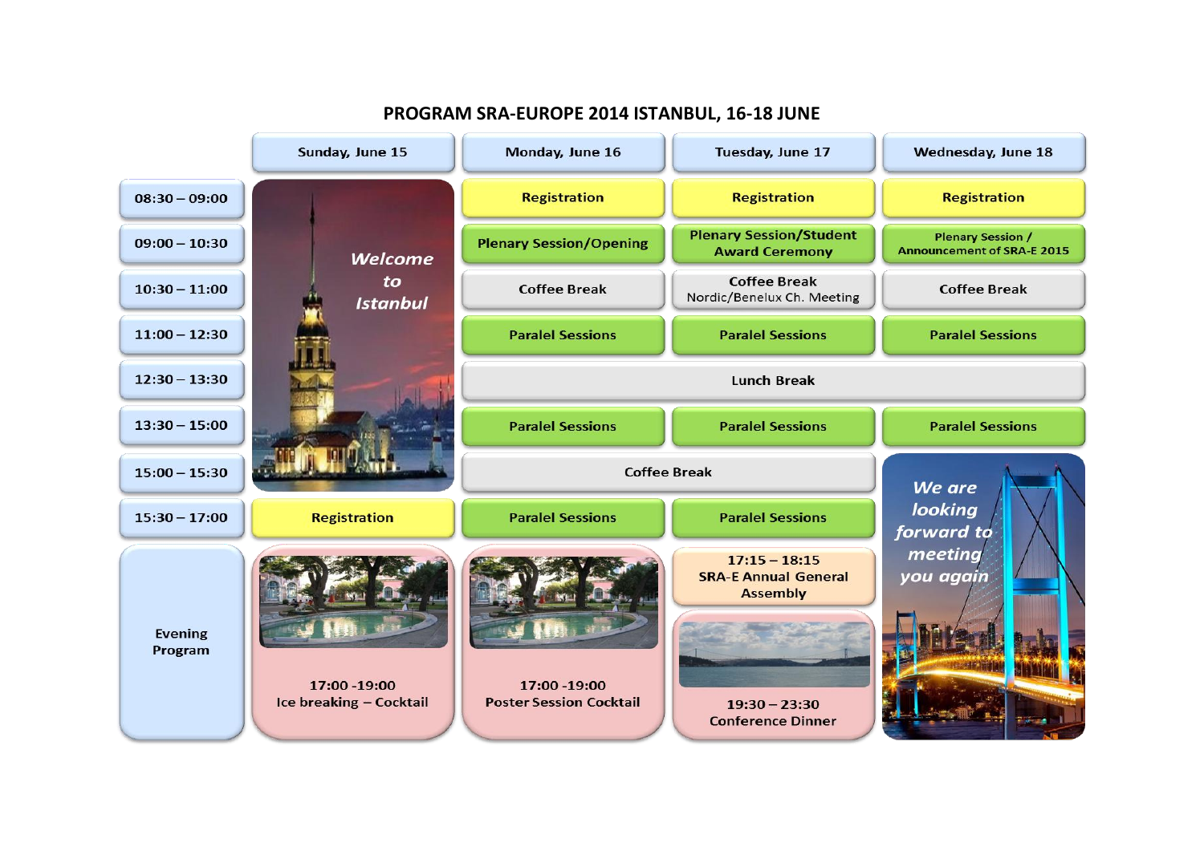# PROGRAM SRA-EUROPE 2014 ISTANBUL, 16-18 JUNE

| | Sunday, June 15 | Monday, June 16 | Tuesday, June 17 | Wednesday, June 18 |
|---|---|---|---|---|
| 08:30 – 09:00 | *Welcome to Istanbul* | Registration | Registration | Registration |
| 09:00 – 10:30 | | Plenary Session/Opening | Plenary Session/Student Award Ceremony | Plenary Session / Announcement of SRA-E 2015 |
| 10:30 – 11:00 | | Coffee Break | Coffee Break<br>Nordic/Benelux Ch. Meeting | Coffee Break |
| 11:00 – 12:30 | | Paralel Sessions | Paralel Sessions | Paralel Sessions |
| 12:30 – 13:30 | | Lunch Break | Lunch Break | Lunch Break |
| 13:30 – 15:00 | | Paralel Sessions | Paralel Sessions | Paralel Sessions |
| 15:00 – 15:30 | | Coffee Break | Coffee Break | *We are looking forward to meeting you again* |
| 15:30 – 17:00 | Registration | Paralel Sessions | Paralel Sessions | |
| Evening Program | 17:00 -19:00<br>Ice breaking – Cocktail | 17:00 -19:00<br>Poster Session Cocktail | 17:15 – 18:15<br>SRA-E Annual General Assembly<br><br>19:30 – 23:30<br>Conference Dinner | |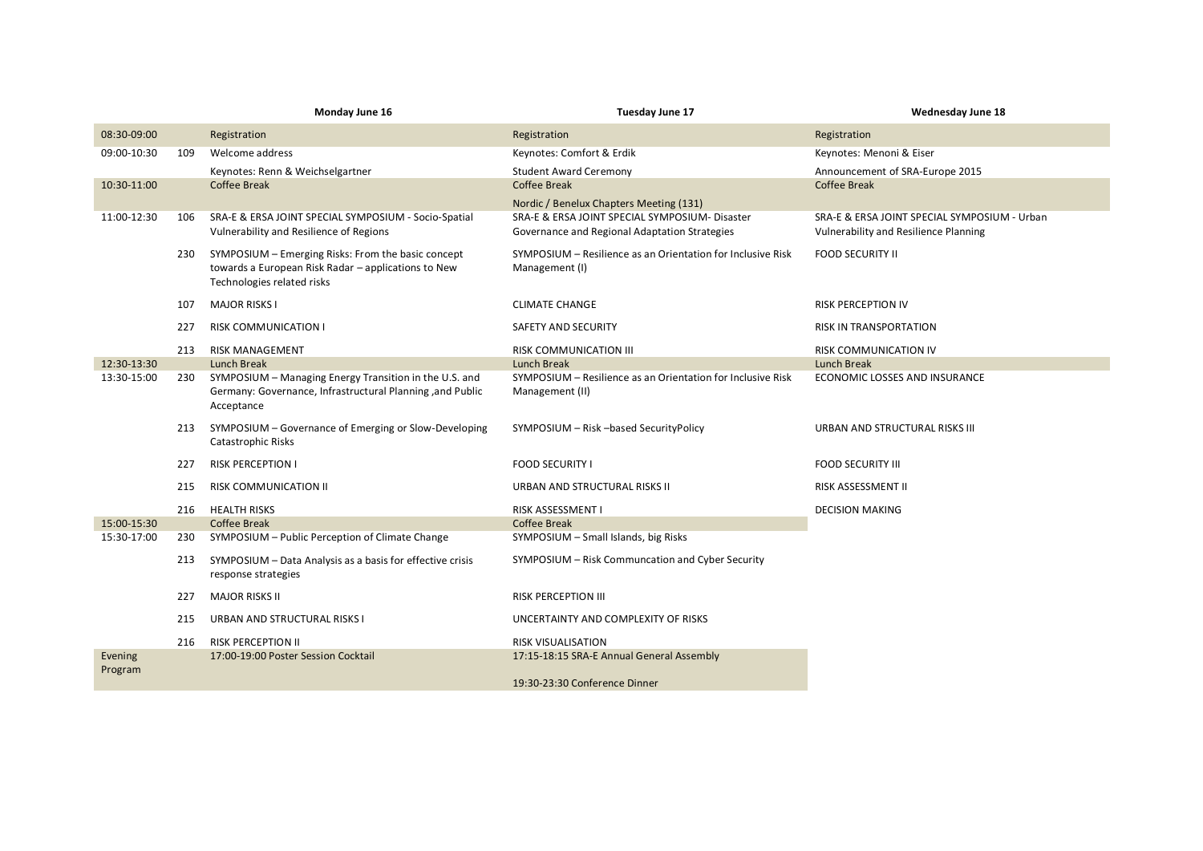| | | Monday June 16 | Tuesday June 17 | Wednesday June 18 |
|---|---|---|---|---|
| 08:30-09:00 | | Registration | Registration | Registration |
| 09:00-10:30 | 109 | Welcome address | Keynotes: Comfort & Erdik | Keynotes: Menoni & Eiser |
| | | Keynotes: Renn & Weichselgartner | Student Award Ceremony | Announcement of SRA-Europe 2015 |
| 10:30-11:00 | | Coffee Break | Coffee Break | Coffee Break |
| | | | Nordic / Benelux Chapters Meeting (131) | |
| 11:00-12:30 | 106 | SRA-E & ERSA JOINT SPECIAL SYMPOSIUM - Socio-Spatial Vulnerability and Resilience of Regions | SRA-E & ERSA JOINT SPECIAL SYMPOSIUM- Disaster Governance and Regional Adaptation Strategies | SRA-E & ERSA JOINT SPECIAL SYMPOSIUM - Urban Vulnerability and Resilience Planning |
| | 230 | SYMPOSIUM – Emerging Risks: From the basic concept towards a European Risk Radar – applications to New Technologies related risks | SYMPOSIUM – Resilience as an Orientation for Inclusive Risk Management (I) | FOOD SECURITY II |
| | 107 | MAJOR RISKS I | CLIMATE CHANGE | RISK PERCEPTION IV |
| | 227 | RISK COMMUNICATION I | SAFETY AND SECURITY | RISK IN TRANSPORTATION |
| | 213 | RISK MANAGEMENT | RISK COMMUNICATION III | RISK COMMUNICATION IV |
| 12:30-13:30 | | Lunch Break | Lunch Break | Lunch Break |
| 13:30-15:00 | 230 | SYMPOSIUM – Managing Energy Transition in the U.S. and Germany: Governance, Infrastructural Planning ,and Public Acceptance | SYMPOSIUM – Resilience as an Orientation for Inclusive Risk Management (II) | ECONOMIC LOSSES AND INSURANCE |
| | 213 | SYMPOSIUM – Governance of Emerging or Slow-Developing Catastrophic Risks | SYMPOSIUM – Risk –based SecurityPolicy | URBAN AND STRUCTURAL RISKS III |
| | 227 | RISK PERCEPTION I | FOOD SECURITY I | FOOD SECURITY III |
| | 215 | RISK COMMUNICATION II | URBAN AND STRUCTURAL RISKS II | RISK ASSESSMENT II |
| | 216 | HEALTH RISKS | RISK ASSESSMENT I | DECISION MAKING |
| 15:00-15:30 | | Coffee Break | Coffee Break | |
| 15:30-17:00 | 230 | SYMPOSIUM – Public Perception of Climate Change | SYMPOSIUM – Small Islands, big Risks | |
| | 213 | SYMPOSIUM – Data Analysis as a basis for effective crisis response strategies | SYMPOSIUM – Risk Communcation and Cyber Security | |
| | 227 | MAJOR RISKS II | RISK PERCEPTION III | |
| | 215 | URBAN AND STRUCTURAL RISKS I | UNCERTAINTY AND COMPLEXITY OF RISKS | |
| | 216 | RISK PERCEPTION II | RISK VISUALISATION | |
| Evening Program | | 17:00-19:00 Poster Session Cocktail | 17:15-18:15 SRA-E Annual General Assembly | |
| | | | 19:30-23:30 Conference Dinner | |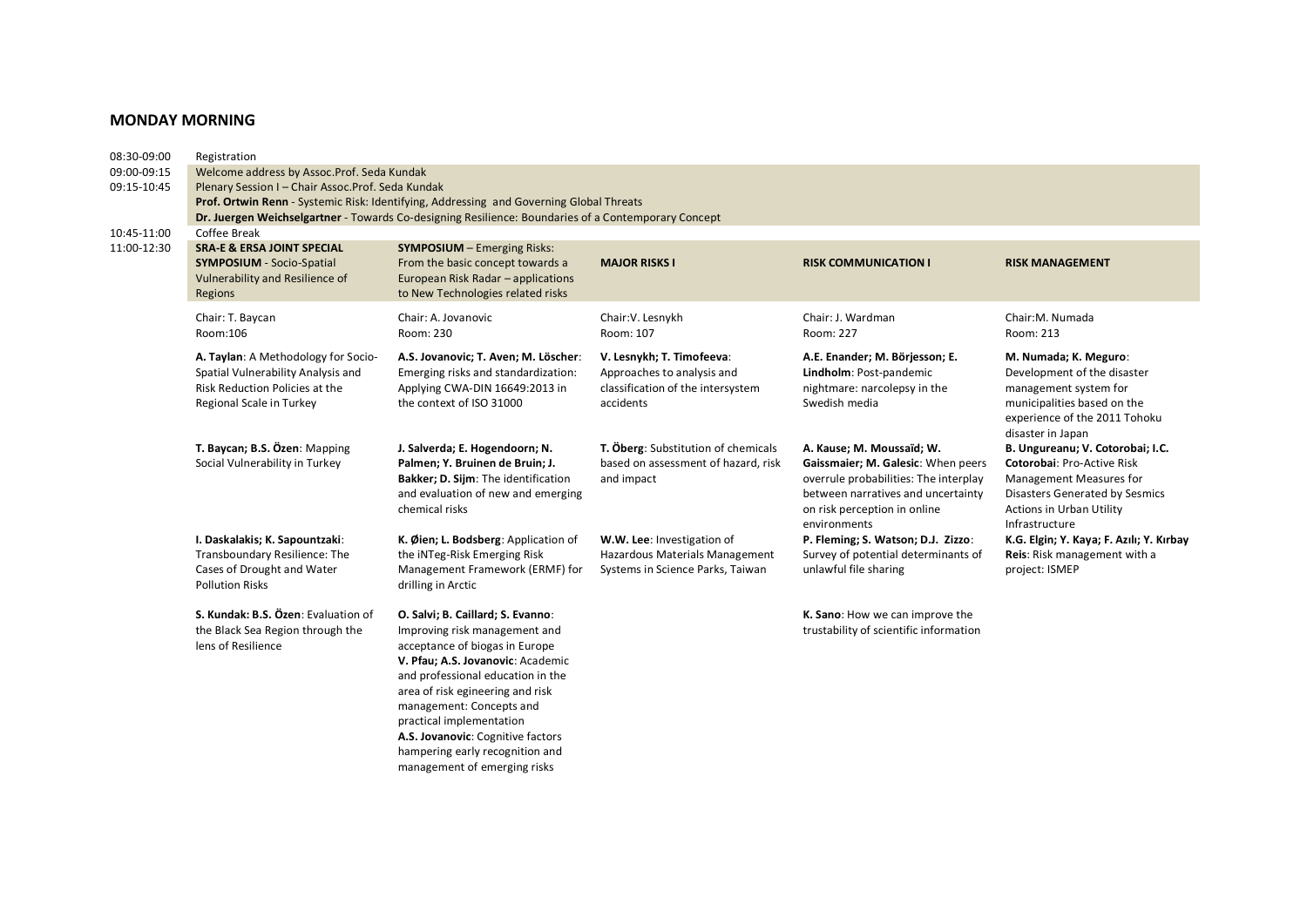## MONDAY MORNING

| Time | Session |
|---|---|
| 08:30-09:00 | Registration |
| 09:00-09:15 | Welcome address by Assoc.Prof. Seda Kundak |
| 09:15-10:45 | Plenary Session I – Chair Assoc.Prof. Seda Kundak<br>**Prof. Ortwin Renn** - Systemic Risk: Identifying, Addressing and Governing Global Threats<br>**Dr. Juergen Weichselgartner** - Towards Co-designing Resilience: Boundaries of a Contemporary Concept |
| 10:45-11:00 | Coffee Break |

**11:00-12:30**

| **SRA-E & ERSA JOINT SPECIAL SYMPOSIUM** - Socio-Spatial Vulnerability and Resilience of Regions | **SYMPOSIUM** – Emerging Risks: From the basic concept towards a European Risk Radar – applications to New Technologies related risks | **MAJOR RISKS I** | **RISK COMMUNICATION I** | **RISK MANAGEMENT** |
|---|---|---|---|---|
| Chair: T. Baycan<br>Room:106 | Chair: A. Jovanovic<br>Room: 230 | Chair:V. Lesnykh<br>Room: 107 | Chair: J. Wardman<br>Room: 227 | Chair:M. Numada<br>Room: 213 |
| **A. Taylan**: A Methodology for Socio-Spatial Vulnerability Analysis and Risk Reduction Policies at the Regional Scale in Turkey | **A.S. Jovanovic; T. Aven; M. Löscher**: Emerging risks and standardization: Applying CWA-DIN 16649:2013 in the context of ISO 31000 | **V. Lesnykh; T. Timofeeva**: Approaches to analysis and classification of the intersystem accidents | **A.E. Enander; M. Börjesson; E. Lindholm**: Post-pandemic nightmare: narcolepsy in the Swedish media | **M. Numada; K. Meguro**: Development of the disaster management system for municipalities based on the experience of the 2011 Tohoku disaster in Japan |
| **T. Baycan; B.S. Özen**: Mapping Social Vulnerability in Turkey | **J. Salverda; E. Hogendoorn; N. Palmen; Y. Bruinen de Bruin; J. Bakker; D. Sijm**: The identification and evaluation of new and emerging chemical risks | **T. Öberg**: Substitution of chemicals based on assessment of hazard, risk and impact | **A. Kause; M. Moussaïd; W. Gaissmaier; M. Galesic**: When peers overrule probabilities: The interplay between narratives and uncertainty on risk perception in online environments | **B. Ungureanu; V. Cotorobai; I.C. Cotorobai**: Pro-Active Risk Management Measures for Disasters Generated by Sesmics Actions in Urban Utility Infrastructure |
| **I. Daskalakis; K. Sapountzaki**: Transboundary Resilience: The Cases of Drought and Water Pollution Risks | **K. Øien; L. Bodsberg**: Application of the iNTeg-Risk Emerging Risk Management Framework (ERMF) for drilling in Arctic | **W.W. Lee**: Investigation of Hazardous Materials Management Systems in Science Parks, Taiwan | **P. Fleming; S. Watson; D.J. Zizzo**: Survey of potential determinants of unlawful file sharing | **K.G. Elgin; Y. Kaya; F. Azılı; Y. Kırbay Reis**: Risk management with a project: ISMEP |
| **S. Kundak: B.S. Özen**: Evaluation of the Black Sea Region through the lens of Resilience | **O. Salvi; B. Caillard; S. Evanno**: Improving risk management and acceptance of biogas in Europe<br>**V. Pfau; A.S. Jovanovic**: Academic and professional education in the area of risk egineering and risk management: Concepts and practical implementation<br>**A.S. Jovanovic**: Cognitive factors hampering early recognition and management of emerging risks | | **K. Sano**: How we can improve the trustability of scientific information | |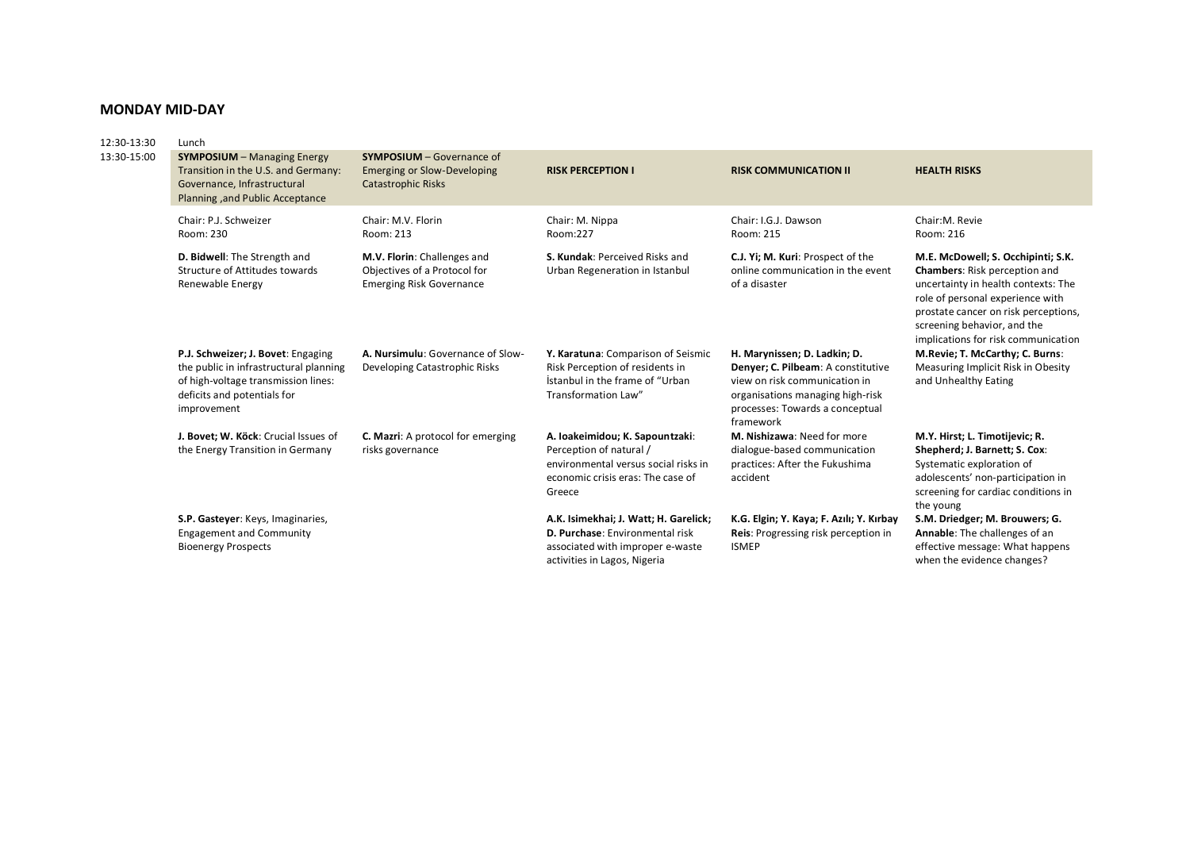## MONDAY MID-DAY

| | | | | | |
|---|---|---|---|---|---|
| 12:30-13:30 | Lunch | | | | |
| 13:30-15:00 | **SYMPOSIUM** – Managing Energy Transition in the U.S. and Germany: Governance, Infrastructural Planning ,and Public Acceptance | **SYMPOSIUM** – Governance of Emerging or Slow-Developing Catastrophic Risks | **RISK PERCEPTION I** | **RISK COMMUNICATION II** | **HEALTH RISKS** |
| | Chair: P.J. Schweizer<br>Room: 230 | Chair: M.V. Florin<br>Room: 213 | Chair: M. Nippa<br>Room:227 | Chair: I.G.J. Dawson<br>Room: 215 | Chair:M. Revie<br>Room: 216 |
| | **D. Bidwell**: The Strength and Structure of Attitudes towards Renewable Energy | **M.V. Florin**: Challenges and Objectives of a Protocol for Emerging Risk Governance | **S. Kundak**: Perceived Risks and Urban Regeneration in Istanbul | **C.J. Yi; M. Kuri**: Prospect of the online communication in the event of a disaster | **M.E. McDowell; S. Occhipinti; S.K. Chambers**: Risk perception and uncertainty in health contexts: The role of personal experience with prostate cancer on risk perceptions, screening behavior, and the implications for risk communication |
| | **P.J. Schweizer; J. Bovet**: Engaging the public in infrastructural planning of high-voltage transmission lines: deficits and potentials for improvement | **A. Nursimulu**: Governance of Slow-Developing Catastrophic Risks | **Y. Karatuna**: Comparison of Seismic Risk Perception of residents in İstanbul in the frame of "Urban Transformation Law" | **H. Marynissen; D. Ladkin; D. Denyer; C. Pilbeam**: A constitutive view on risk communication in organisations managing high-risk processes: Towards a conceptual framework | **M.Revie; T. McCarthy; C. Burns**: Measuring Implicit Risk in Obesity and Unhealthy Eating |
| | **J. Bovet; W. Köck**: Crucial Issues of the Energy Transition in Germany | **C. Mazri**: A protocol for emerging risks governance | **A. Ioakeimidou; K. Sapountzaki**: Perception of natural / environmental versus social risks in economic crisis eras: The case of Greece | **M. Nishizawa**: Need for more dialogue-based communication practices: After the Fukushima accident | **M.Y. Hirst; L. Timotijevic; R. Shepherd; J. Barnett; S. Cox**: Systematic exploration of adolescents' non-participation in screening for cardiac conditions in the young |
| | **S.P. Gasteyer**: Keys, Imaginaries, Engagement and Community Bioenergy Prospects | | **A.K. Isimekhai; J. Watt; H. Garelick; D. Purchase**: Environmental risk associated with improper e-waste activities in Lagos, Nigeria | **K.G. Elgin; Y. Kaya; F. Azılı; Y. Kırbay Reis**: Progressing risk perception in ISMEP | **S.M. Driedger; M. Brouwers; G. Annable**: The challenges of an effective message: What happens when the evidence changes? |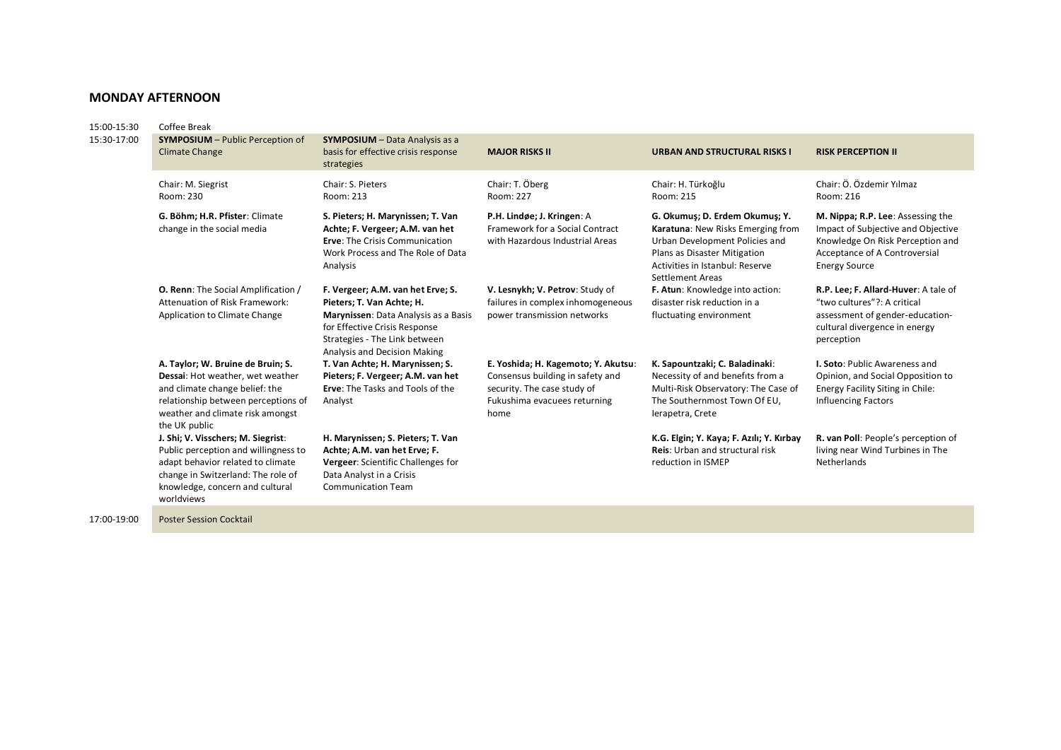## MONDAY AFTERNOON

| | | | | | |
|---|---|---|---|---|---|
| 15:00-15:30 | Coffee Break | | | | |
| 15:30-17:00 | **SYMPOSIUM** – Public Perception of Climate Change | **SYMPOSIUM** – Data Analysis as a basis for effective crisis response strategies | **MAJOR RISKS II** | **URBAN AND STRUCTURAL RISKS I** | **RISK PERCEPTION II** |
| | Chair: M. Siegrist<br>Room: 230 | Chair: S. Pieters<br>Room: 213 | Chair: T. Öberg<br>Room: 227 | Chair: H. Türkoğlu<br>Room: 215 | Chair: Ö. Özdemir Yılmaz<br>Room: 216 |
| | **G. Böhm; H.R. Pfister**: Climate change in the social media | **S. Pieters; H. Marynissen; T. Van Achte; F. Vergeer; A.M. van het Erve**: The Crisis Communication Work Process and The Role of Data Analysis | **P.H. Lindøe; J. Kringen**: A Framework for a Social Contract with Hazardous Industrial Areas | **G. Okumuş; D. Erdem Okumuş; Y. Karatuna**: New Risks Emerging from Urban Development Policies and Plans as Disaster Mitigation Activities in Istanbul: Reserve Settlement Areas | **M. Nippa; R.P. Lee**: Assessing the Impact of Subjective and Objective Knowledge On Risk Perception and Acceptance of A Controversial Energy Source |
| | **O. Renn**: The Social Amplification / Attenuation of Risk Framework: Application to Climate Change | **F. Vergeer; A.M. van het Erve; S. Pieters; T. Van Achte; H. Marynissen**: Data Analysis as a Basis for Effective Crisis Response Strategies - The Link between Analysis and Decision Making | **V. Lesnykh; V. Petrov**: Study of failures in complex inhomogeneous power transmission networks | **F. Atun**: Knowledge into action: disaster risk reduction in a fluctuating environment | **R.P. Lee; F. Allard-Huver**: A tale of "two cultures"?: A critical assessment of gender-education-cultural divergence in energy perception |
| | **A. Taylor; W. Bruine de Bruin; S. Dessai**: Hot weather, wet weather and climate change belief: the relationship between perceptions of weather and climate risk amongst the UK public | **T. Van Achte; H. Marynissen; S. Pieters; F. Vergeer; A.M. van het Erve**: The Tasks and Tools of the Analyst | **E. Yoshida; H. Kagemoto; Y. Akutsu**: Consensus building in safety and security. The case study of Fukushima evacuees returning home | **K. Sapountzaki; C. Baladinaki**: Necessity of and benefits from a Multi-Risk Observatory: The Case of The Southernmost Town Of EU, Ierapetra, Crete | **I. Soto**: Public Awareness and Opinion, and Social Opposition to Energy Facility Siting in Chile: Influencing Factors |
| | **J. Shi; V. Visschers; M. Siegrist**: Public perception and willingness to adapt behavior related to climate change in Switzerland: The role of knowledge, concern and cultural worldviews | **H. Marynissen; S. Pieters; T. Van Achte; A.M. van het Erve; F. Vergeer**: Scientific Challenges for Data Analyst in a Crisis Communication Team | | **K.G. Elgin; Y. Kaya; F. Azılı; Y. Kırbay Reis**: Urban and structural risk reduction in ISMEP | **R. van Poll**: People's perception of living near Wind Turbines in The Netherlands |
| 17:00-19:00 | Poster Session Cocktail | | | | |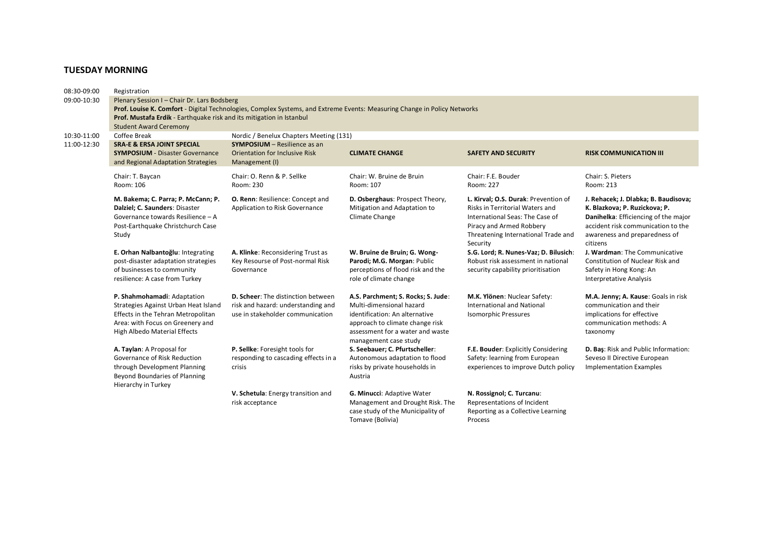## TUESDAY MORNING

| | | | | | |
|---|---|---|---|---|---|
| 08:30-09:00 | Registration | | | | |
| 09:00-10:30 | Plenary Session I – Chair Dr. Lars Bodsberg<br>**Prof. Louise K. Comfort** - Digital Technologies, Complex Systems, and Extreme Events: Measuring Change in Policy Networks<br>**Prof. Mustafa Erdik** - Earthquake risk and its mitigation in Istanbul<br>Student Award Ceremony | | | | |
| 10:30-11:00 | Coffee Break | Nordic / Benelux Chapters Meeting (131) | | | |
| 11:00-12:30 | **SRA-E & ERSA JOINT SPECIAL SYMPOSIUM** - Disaster Governance and Regional Adaptation Strategies | **SYMPOSIUM** – Resilience as an Orientation for Inclusive Risk Management (I) | **CLIMATE CHANGE** | **SAFETY AND SECURITY** | **RISK COMMUNICATION III** |
| | Chair: T. Baycan<br>Room: 106 | Chair: O. Renn & P. Sellke<br>Room: 230 | Chair: W. Bruine de Bruin<br>Room: 107 | Chair: F.E. Bouder<br>Room: 227 | Chair: S. Pieters<br>Room: 213 |
| | **M. Bakema; C. Parra; P. McCann; P. Dalziel; C. Saunders**: Disaster Governance towards Resilience – A Post-Earthquake Christchurch Case Study | **O. Renn**: Resilience: Concept and Application to Risk Governance | **D. Osberghaus**: Prospect Theory, Mitigation and Adaptation to Climate Change | **L. Kirval; O.S. Durak**: Prevention of Risks in Territorial Waters and International Seas: The Case of Piracy and Armed Robbery Threatening International Trade and Security | **J. Rehacek; J. Dlabka; B. Baudisova; K. Blazkova; P. Ruzickova; P. Danihelka**: Efficiencing of the major accident risk communication to the awareness and preparedness of citizens |
| | **E. Orhan Nalbantoğlu**: Integrating post-disaster adaptation strategies of businesses to community resilience: A case from Turkey | **A. Klinke**: Reconsidering Trust as Key Resourse of Post-normal Risk Governance | **W. Bruine de Bruin; G. Wong-Parodi; M.G. Morgan**: Public perceptions of flood risk and the role of climate change | **S.G. Lord; R. Nunes-Vaz; D. Bilusich**: Robust risk assessment in national security capability prioritisation | **J. Wardman**: The Communicative Constitution of Nuclear Risk and Safety in Hong Kong: An Interpretative Analysis |
| | **P. Shahmohamadi**: Adaptation Strategies Against Urban Heat Island Effects in the Tehran Metropolitan Area: with Focus on Greenery and High Albedo Material Effects | **D. Scheer**: The distinction between risk and hazard: understanding and use in stakeholder communication | **A.S. Parchment; S. Rocks; S. Jude**: Multi-dimensional hazard identification: An alternative approach to climate change risk assessment for a water and waste management case study | **M.K. Ylönen**: Nuclear Safety: International and National Isomorphic Pressures | **M.A. Jenny; A. Kause**: Goals in risk communication and their implications for effective communication methods: A taxonomy |
| | **A. Taylan**: A Proposal for Governance of Risk Reduction through Development Planning Beyond Boundaries of Planning Hierarchy in Turkey | **P. Sellke**: Foresight tools for responding to cascading effects in a crisis | **S. Seebauer; C. Pfurtscheller**: Autonomous adaptation to flood risks by private households in Austria | **F.E. Bouder**: Explicitly Considering Safety: learning from European experiences to improve Dutch policy | **D. Baş**: Risk and Public Information: Seveso II Directive European Implementation Examples |
| | | **V. Schetula**: Energy transition and risk acceptance | **G. Minucci**: Adaptive Water Management and Drought Risk. The case study of the Municipality of Tomave (Bolivia) | **N. Rossignol; C. Turcanu**: Representations of Incident Reporting as a Collective Learning Process | |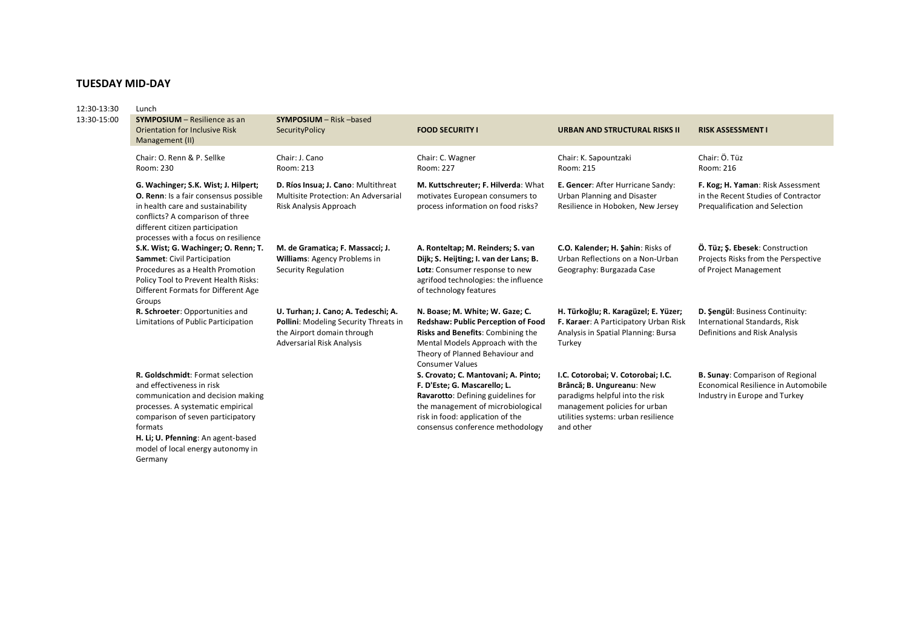## TUESDAY MID-DAY

12:30-13:30 Lunch

13:30-15:00

| SYMPOSIUM – Resilience as an Orientation for Inclusive Risk Management (II) | SYMPOSIUM – Risk –based SecurityPolicy | FOOD SECURITY I | URBAN AND STRUCTURAL RISKS II | RISK ASSESSMENT I |
| --- | --- | --- | --- | --- |
| Chair: O. Renn & P. Sellke<br>Room: 230 | Chair: J. Cano<br>Room: 213 | Chair: C. Wagner<br>Room: 227 | Chair: K. Sapountzaki<br>Room: 215 | Chair: Ö. Tüz<br>Room: 216 |
| **G. Wachinger; S.K. Wist; J. Hilpert; O. Renn**: Is a fair consensus possible in health care and sustainability conflicts? A comparison of three different citizen participation processes with a focus on resilience | **D. Ríos Insua; J. Cano**: Multithreat Multisite Protection: An Adversarial Risk Analysis Approach | **M. Kuttschreuter; F. Hilverda**: What motivates European consumers to process information on food risks? | **E. Gencer**: After Hurricane Sandy: Urban Planning and Disaster Resilience in Hoboken, New Jersey | **F. Kog; H. Yaman**: Risk Assessment in the Recent Studies of Contractor Prequalification and Selection |
| **S.K. Wist; G. Wachinger; O. Renn; T. Sammet**: Civil Participation Procedures as a Health Promotion Policy Tool to Prevent Health Risks: Different Formats for Different Age Groups | **M. de Gramatica; F. Massacci; J. Williams**: Agency Problems in Security Regulation | **A. Ronteltap; M. Reinders; S. van Dijk; S. Heijting; I. van der Lans; B. Lotz**: Consumer response to new agrifood technologies: the influence of technology features | **C.O. Kalender; H. Şahin**: Risks of Urban Reflections on a Non-Urban Geography: Burgazada Case | **Ö. Tüz; Ş. Ebesek**: Construction Projects Risks from the Perspective of Project Management |
| **R. Schroeter**: Opportunities and Limitations of Public Participation | **U. Turhan; J. Cano; A. Tedeschi; A. Pollini**: Modeling Security Threats in the Airport domain through Adversarial Risk Analysis | **N. Boase; M. White; W. Gaze; C. Redshaw: Public Perception of Food Risks and Benefits**: Combining the Mental Models Approach with the Theory of Planned Behaviour and Consumer Values | **H. Türkoğlu; R. Karagüzel; E. Yüzer; F. Karaer**: A Participatory Urban Risk Analysis in Spatial Planning: Bursa Turkey | **D. Şengül**: Business Continuity: International Standards, Risk Definitions and Risk Analysis |
| **R. Goldschmidt**: Format selection and effectiveness in risk communication and decision making processes. A systematic empirical comparison of seven participatory formats |  | **S. Crovato; C. Mantovani; A. Pinto; F. D'Este; G. Mascarello; L. Ravarotto**: Defining guidelines for the management of microbiological risk in food: application of the consensus conference methodology | **I.C. Cotorobai; V. Cotorobai; I.C. Brâncă; B. Ungureanu**: New paradigms helpful into the risk management policies for urban utilities systems: urban resilience and other | **B. Sunay**: Comparison of Regional Economical Resilience in Automobile Industry in Europe and Turkey |
| **H. Li; U. Pfenning**: An agent-based model of local energy autonomy in Germany |  |  |  |  |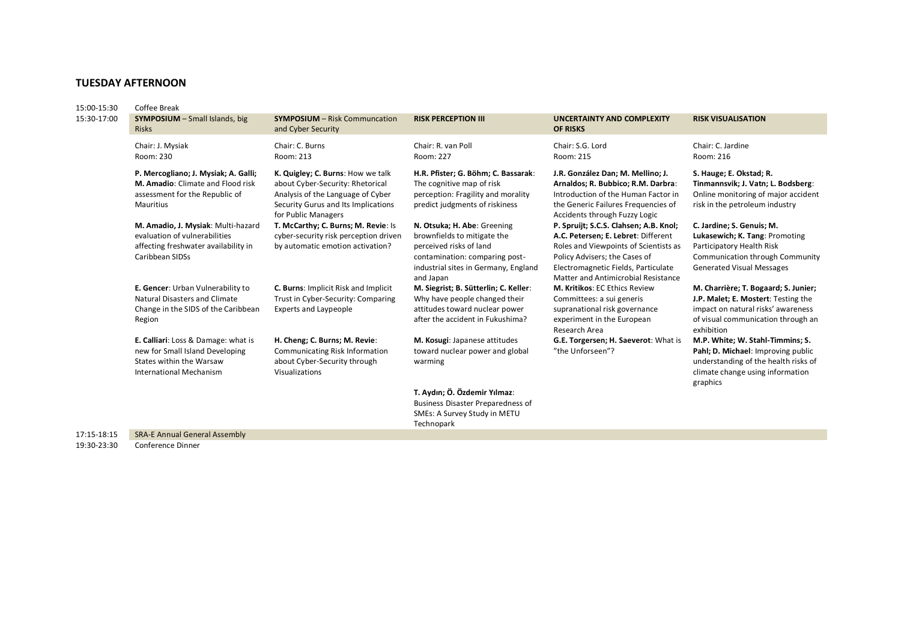## TUESDAY AFTERNOON

| Time | | | | | |
|---|---|---|---|---|---|
| 15:00-15:30 | Coffee Break | | | | |
| 15:30-17:00 | **SYMPOSIUM** – Small Islands, big Risks | **SYMPOSIUM** – Risk Communcation and Cyber Security | **RISK PERCEPTION III** | **UNCERTAINTY AND COMPLEXITY OF RISKS** | **RISK VISUALISATION** |
| | Chair: J. Mysiak<br>Room: 230 | Chair: C. Burns<br>Room: 213 | Chair: R. van Poll<br>Room: 227 | Chair: S.G. Lord<br>Room: 215 | Chair: C. Jardine<br>Room: 216 |
| | **P. Mercogliano; J. Mysiak; A. Galli; M. Amadio**: Climate and Flood risk assessment for the Republic of Mauritius | **K. Quigley; C. Burns**: How we talk about Cyber-Security: Rhetorical Analysis of the Language of Cyber Security Gurus and Its Implications for Public Managers | **H.R. Pfister; G. Böhm; C. Bassarak**: The cognitive map of risk perception: Fragility and morality predict judgments of riskiness | **J.R. González Dan; M. Mellino; J. Arnaldos; R. Bubbico; R.M. Darbra**: Introduction of the Human Factor in the Generic Failures Frequencies of Accidents through Fuzzy Logic | **S. Hauge; E. Okstad; R. Tinmannsvik; J. Vatn; L. Bodsberg**: Online monitoring of major accident risk in the petroleum industry |
| | **M. Amadio, J. Mysiak**: Multi-hazard evaluation of vulnerabilities affecting freshwater availability in Caribbean SIDSs | **T. McCarthy; C. Burns; M. Revie**: Is cyber-security risk perception driven by automatic emotion activation? | **N. Otsuka; H. Abe**: Greening brownfields to mitigate the perceived risks of land contamination: comparing post-industrial sites in Germany, England and Japan | **P. Spruijt; S.C.S. Clahsen; A.B. Knol; A.C. Petersen; E. Lebret**: Different Roles and Viewpoints of Scientists as Policy Advisers; the Cases of Electromagnetic Fields, Particulate Matter and Antimicrobial Resistance | **C. Jardine; S. Genuis; M. Lukasewich; K. Tang**: Promoting Participatory Health Risk Communication through Community Generated Visual Messages |
| | **E. Gencer**: Urban Vulnerability to Natural Disasters and Climate Change in the SIDS of the Caribbean Region | **C. Burns**: Implicit Risk and Implicit Trust in Cyber-Security: Comparing Experts and Laypeople | **M. Siegrist; B. Sütterlin; C. Keller**: Why have people changed their attitudes toward nuclear power after the accident in Fukushima? | **M. Kritikos**: EC Ethics Review Committees: a sui generis supranational risk governance experiment in the European Research Area | **M. Charrière; T. Bogaard; S. Junier; J.P. Malet; E. Mostert**: Testing the impact on natural risks' awareness of visual communication through an exhibition |
| | **E. Calliari**: Loss & Damage: what is new for Small Island Developing States within the Warsaw International Mechanism | **H. Cheng; C. Burns; M. Revie**: Communicating Risk Information about Cyber-Security through Visualizations | **M. Kosugi**: Japanese attitudes toward nuclear power and global warming | **G.E. Torgersen; H. Saeverot**: What is "the Unforseen"? | **M.P. White; W. Stahl-Timmins; S. Pahl; D. Michael**: Improving public understanding of the health risks of climate change using information graphics |
| | | | **T. Aydın; Ö. Özdemir Yılmaz**: Business Disaster Preparedness of SMEs: A Survey Study in METU Technopark | | |
| 17:15-18:15 | SRA-E Annual General Assembly | | | | |
| 19:30-23:30 | Conference Dinner | | | | |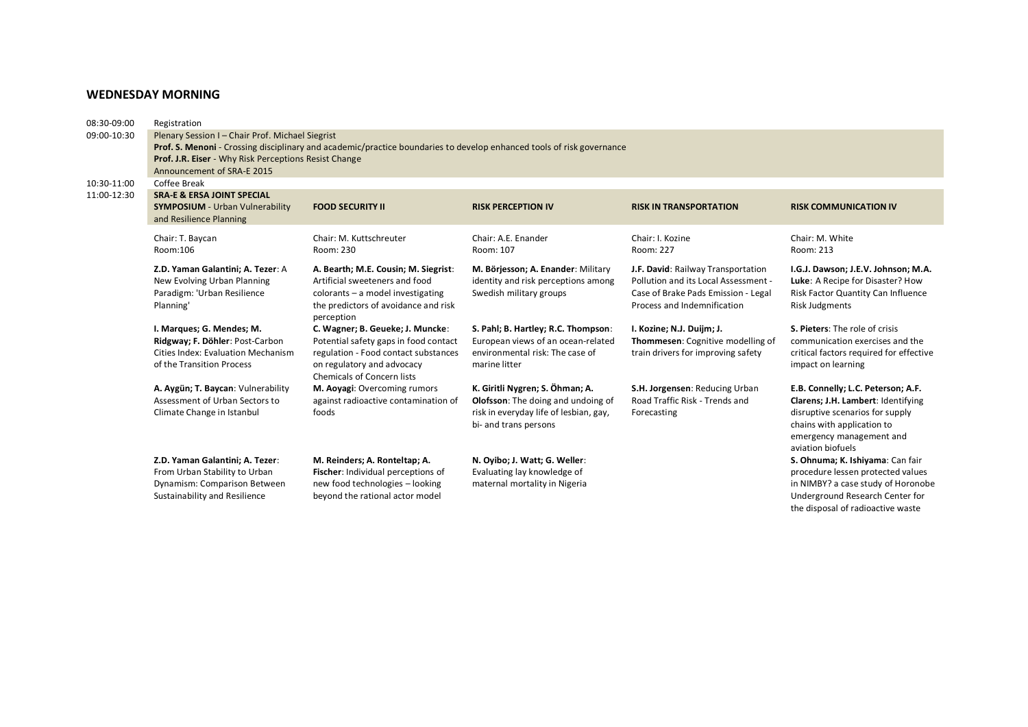## WEDNESDAY MORNING

| | |
|---|---|
| 08:30-09:00 | Registration |
| 09:00-10:30 | Plenary Session I – Chair Prof. Michael Siegrist<br>**Prof. S. Menoni** - Crossing disciplinary and academic/practice boundaries to develop enhanced tools of risk governance<br>**Prof. J.R. Eiser** - Why Risk Perceptions Resist Change<br>Announcement of SRA-E 2015 |
| 10:30-11:00 | Coffee Break |

| 11:00-12:30 | **SRA-E & ERSA JOINT SPECIAL SYMPOSIUM** - Urban Vulnerability and Resilience Planning | **FOOD SECURITY II** | **RISK PERCEPTION IV** | **RISK IN TRANSPORTATION** | **RISK COMMUNICATION IV** |
|---|---|---|---|---|---|
| | Chair: T. Baycan<br>Room:106 | Chair: M. Kuttschreuter<br>Room: 230 | Chair: A.E. Enander<br>Room: 107 | Chair: I. Kozine<br>Room: 227 | Chair: M. White<br>Room: 213 |
| | **Z.D. Yaman Galantini; A. Tezer**: A New Evolving Urban Planning Paradigm: 'Urban Resilience Planning' | **A. Bearth; M.E. Cousin; M. Siegrist**: Artificial sweeteners and food colorants – a model investigating the predictors of avoidance and risk perception | **M. Börjesson; A. Enander**: Military identity and risk perceptions among Swedish military groups | **J.F. David**: Railway Transportation Pollution and its Local Assessment - Case of Brake Pads Emission - Legal Process and Indemnification | **I.G.J. Dawson; J.E.V. Johnson; M.A. Luke**: A Recipe for Disaster? How Risk Factor Quantity Can Influence Risk Judgments |
| | **I. Marques; G. Mendes; M. Ridgway; F. Döhler**: Post-Carbon Cities Index: Evaluation Mechanism of the Transition Process | **C. Wagner; B. Geueke; J. Muncke**: Potential safety gaps in food contact regulation - Food contact substances on regulatory and advocacy Chemicals of Concern lists | **S. Pahl; B. Hartley; R.C. Thompson**: European views of an ocean-related environmental risk: The case of marine litter | **I. Kozine; N.J. Duijm; J. Thommesen**: Cognitive modelling of train drivers for improving safety | **S. Pieters**: The role of crisis communication exercises and the critical factors required for effective impact on learning |
| | **A. Aygün; T. Baycan**: Vulnerability Assessment of Urban Sectors to Climate Change in Istanbul | **M. Aoyagi**: Overcoming rumors against radioactive contamination of foods | **K. Giritli Nygren; S. Öhman; A. Olofsson**: The doing and undoing of risk in everyday life of lesbian, gay, bi- and trans persons | **S.H. Jorgensen**: Reducing Urban Road Traffic Risk - Trends and Forecasting | **E.B. Connelly; L.C. Peterson; A.F. Clarens; J.H. Lambert**: Identifying disruptive scenarios for supply chains with application to emergency management and aviation biofuels |
| | **Z.D. Yaman Galantini; A. Tezer**: From Urban Stability to Urban Dynamism: Comparison Between Sustainability and Resilience | **M. Reinders; A. Ronteltap; A. Fischer**: Individual perceptions of new food technologies – looking beyond the rational actor model | **N. Oyibo; J. Watt; G. Weller**: Evaluating lay knowledge of maternal mortality in Nigeria | | **S. Ohnuma; K. Ishiyama**: Can fair procedure lessen protected values in NIMBY? a case study of Horonobe Underground Research Center for the disposal of radioactive waste |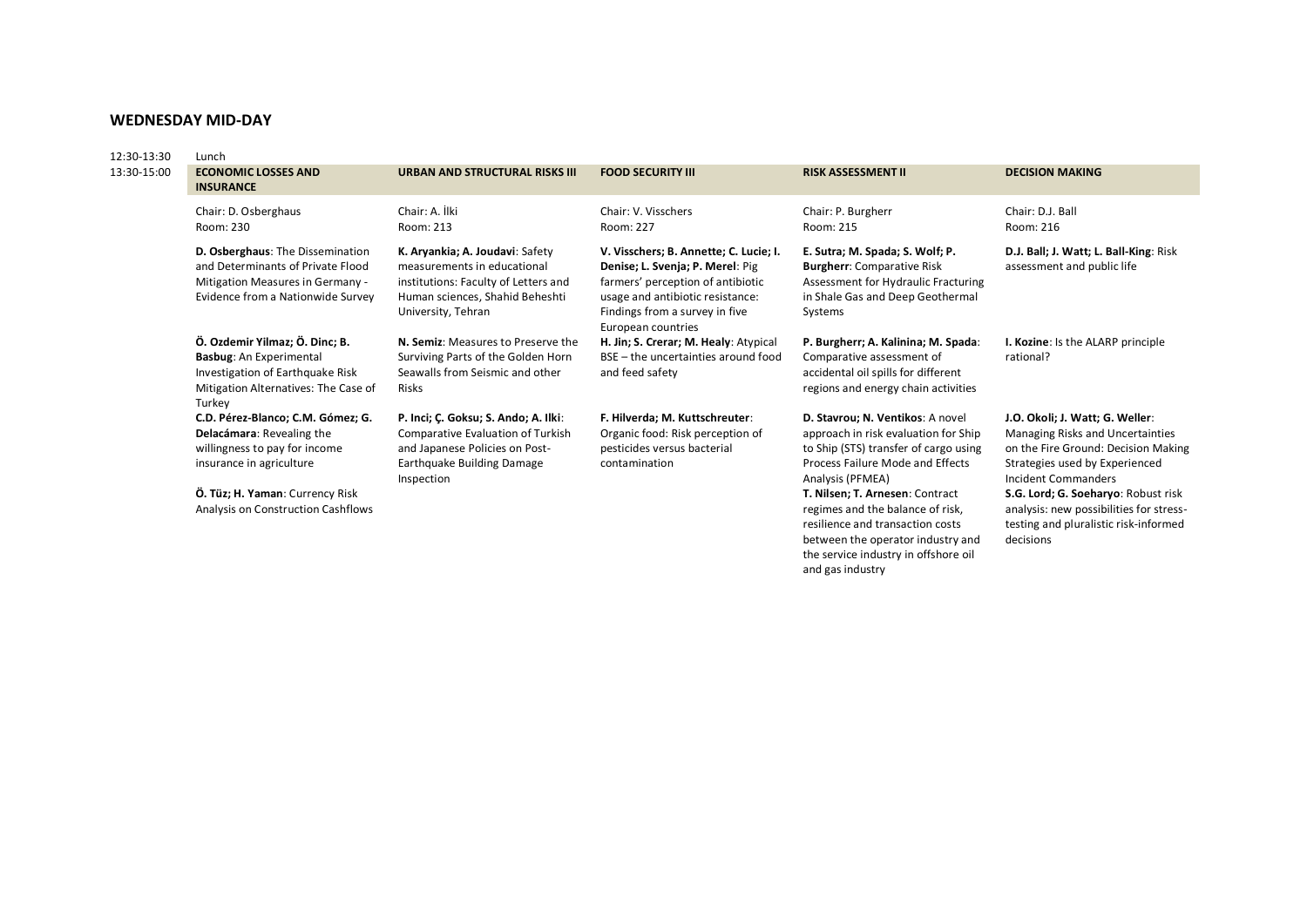## WEDNESDAY MID-DAY

12:30-13:30 Lunch

13:30-15:00

### ECONOMIC LOSSES AND INSURANCE

Chair: D. Osberghaus
Room: 230

**D. Osberghaus**: The Dissemination and Determinants of Private Flood Mitigation Measures in Germany - Evidence from a Nationwide Survey

**Ö. Ozdemir Yilmaz; Ö. Dinç; B. Basbug**: An Experimental Investigation of Earthquake Risk Mitigation Alternatives: The Case of Turkey

**C.D. Pérez-Blanco; C.M. Gómez; G. Delacámara**: Revealing the willingness to pay for income insurance in agriculture

**Ö. Tüz; H. Yaman**: Currency Risk Analysis on Construction Cashflows

### URBAN AND STRUCTURAL RISKS III

Chair: A. İlki
Room: 213

**K. Aryankia; A. Joudavi**: Safety measurements in educational institutions: Faculty of Letters and Human sciences, Shahid Beheshti University, Tehran

**N. Semiz**: Measures to Preserve the Surviving Parts of the Golden Horn Seawalls from Seismic and other Risks

**P. Inci; Ç. Goksu; S. Ando; A. Ilki**: Comparative Evaluation of Turkish and Japanese Policies on Post-Earthquake Building Damage Inspection

### FOOD SECURITY III

Chair: V. Visschers
Room: 227

**V. Visschers; B. Annette; C. Lucie; I. Denise; L. Svenja; P. Merel**: Pig farmers' perception of antibiotic usage and antibiotic resistance: Findings from a survey in five European countries

**H. Jin; S. Crerar; M. Healy**: Atypical BSE – the uncertainties around food and feed safety

**F. Hilverda; M. Kuttschreuter**: Organic food: Risk perception of pesticides versus bacterial contamination

### RISK ASSESSMENT II

Chair: P. Burgherr
Room: 215

**E. Sutra; M. Spada; S. Wolf; P. Burgherr**: Comparative Risk Assessment for Hydraulic Fracturing in Shale Gas and Deep Geothermal Systems

**P. Burgherr; A. Kalinina; M. Spada**: Comparative assessment of accidental oil spills for different regions and energy chain activities

**D. Stavrou; N. Ventikos**: A novel approach in risk evaluation for Ship to Ship (STS) transfer of cargo using Process Failure Mode and Effects Analysis (PFMEA)

**T. Nilsen; T. Arnesen**: Contract regimes and the balance of risk, resilience and transaction costs between the operator industry and the service industry in offshore oil and gas industry

### DECISION MAKING

Chair: D.J. Ball
Room: 216

**D.J. Ball; J. Watt; L. Ball-King**: Risk assessment and public life

**I. Kozine**: Is the ALARP principle rational?

**J.O. Okoli; J. Watt; G. Weller**: Managing Risks and Uncertainties on the Fire Ground: Decision Making Strategies used by Experienced Incident Commanders

**S.G. Lord; G. Soeharyo**: Robust risk analysis: new possibilities for stress-testing and pluralistic risk-informed decisions